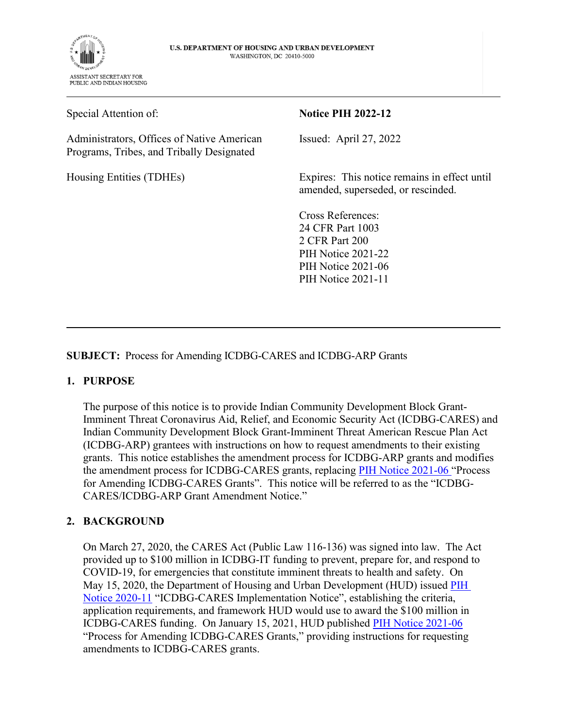U.S. DEPARTMENT OF HOUSING AND URBAN DEVELOPMENT
WASHINGTON, DC 20410-5000

ASSISTANT SECRETARY FOR
PUBLIC AND INDIAN HOUSING

---

Special Attention of:

Administrators, Offices of Native American Programs, Tribes, and Tribally Designated Housing Entities (TDHEs)

**Notice PIH 2022-12**

Issued: April 27, 2022

Expires: This notice remains in effect until amended, superseded, or rescinded.

Cross References:
24 CFR Part 1003
2 CFR Part 200
PIH Notice 2021-22
PIH Notice 2021-06
PIH Notice 2021-11

---

**SUBJECT:** Process for Amending ICDBG-CARES and ICDBG-ARP Grants

## 1. PURPOSE

The purpose of this notice is to provide Indian Community Development Block Grant-Imminent Threat Coronavirus Aid, Relief, and Economic Security Act (ICDBG-CARES) and Indian Community Development Block Grant-Imminent Threat American Rescue Plan Act (ICDBG-ARP) grantees with instructions on how to request amendments to their existing grants. This notice establishes the amendment process for ICDBG-ARP grants and modifies the amendment process for ICDBG-CARES grants, replacing PIH Notice 2021-06 "Process for Amending ICDBG-CARES Grants". This notice will be referred to as the "ICDBG-CARES/ICDBG-ARP Grant Amendment Notice."

## 2. BACKGROUND

On March 27, 2020, the CARES Act (Public Law 116-136) was signed into law. The Act provided up to $100 million in ICDBG-IT funding to prevent, prepare for, and respond to COVID-19, for emergencies that constitute imminent threats to health and safety. On May 15, 2020, the Department of Housing and Urban Development (HUD) issued PIH Notice 2020-11 "ICDBG-CARES Implementation Notice", establishing the criteria, application requirements, and framework HUD would use to award the $100 million in ICDBG-CARES funding. On January 15, 2021, HUD published PIH Notice 2021-06 "Process for Amending ICDBG-CARES Grants," providing instructions for requesting amendments to ICDBG-CARES grants.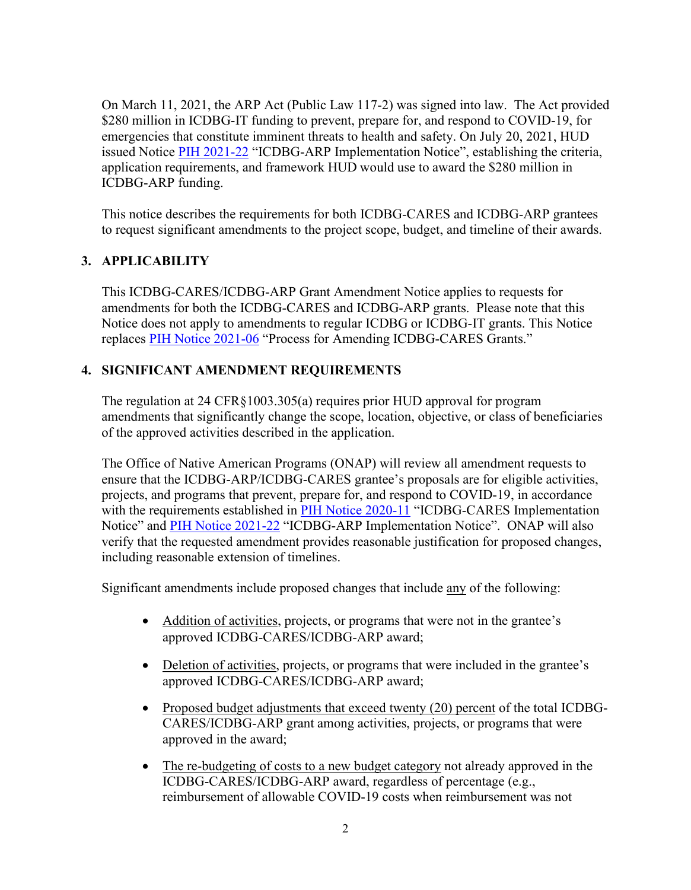On March 11, 2021, the ARP Act (Public Law 117-2) was signed into law. The Act provided $280 million in ICDBG-IT funding to prevent, prepare for, and respond to COVID-19, for emergencies that constitute imminent threats to health and safety. On July 20, 2021, HUD issued Notice [PIH 2021-22](#) "ICDBG-ARP Implementation Notice", establishing the criteria, application requirements, and framework HUD would use to award the $280 million in ICDBG-ARP funding.

This notice describes the requirements for both ICDBG-CARES and ICDBG-ARP grantees to request significant amendments to the project scope, budget, and timeline of their awards.

## 3. APPLICABILITY

This ICDBG-CARES/ICDBG-ARP Grant Amendment Notice applies to requests for amendments for both the ICDBG-CARES and ICDBG-ARP grants. Please note that this Notice does not apply to amendments to regular ICDBG or ICDBG-IT grants. This Notice replaces [PIH Notice 2021-06](#) "Process for Amending ICDBG-CARES Grants."

## 4. SIGNIFICANT AMENDMENT REQUIREMENTS

The regulation at 24 CFR§1003.305(a) requires prior HUD approval for program amendments that significantly change the scope, location, objective, or class of beneficiaries of the approved activities described in the application.

The Office of Native American Programs (ONAP) will review all amendment requests to ensure that the ICDBG-ARP/ICDBG-CARES grantee's proposals are for eligible activities, projects, and programs that prevent, prepare for, and respond to COVID-19, in accordance with the requirements established in [PIH Notice 2020-11](#) "ICDBG-CARES Implementation Notice" and [PIH Notice 2021-22](#) "ICDBG-ARP Implementation Notice". ONAP will also verify that the requested amendment provides reasonable justification for proposed changes, including reasonable extension of timelines.

Significant amendments include proposed changes that include <u>any</u> of the following:

- <u>Addition of activities</u>, projects, or programs that were not in the grantee's approved ICDBG-CARES/ICDBG-ARP award;
- <u>Deletion of activities</u>, projects, or programs that were included in the grantee's approved ICDBG-CARES/ICDBG-ARP award;
- <u>Proposed budget adjustments that exceed twenty (20) percent</u> of the total ICDBG-CARES/ICDBG-ARP grant among activities, projects, or programs that were approved in the award;
- <u>The re-budgeting of costs to a new budget category</u> not already approved in the ICDBG-CARES/ICDBG-ARP award, regardless of percentage (e.g., reimbursement of allowable COVID-19 costs when reimbursement was not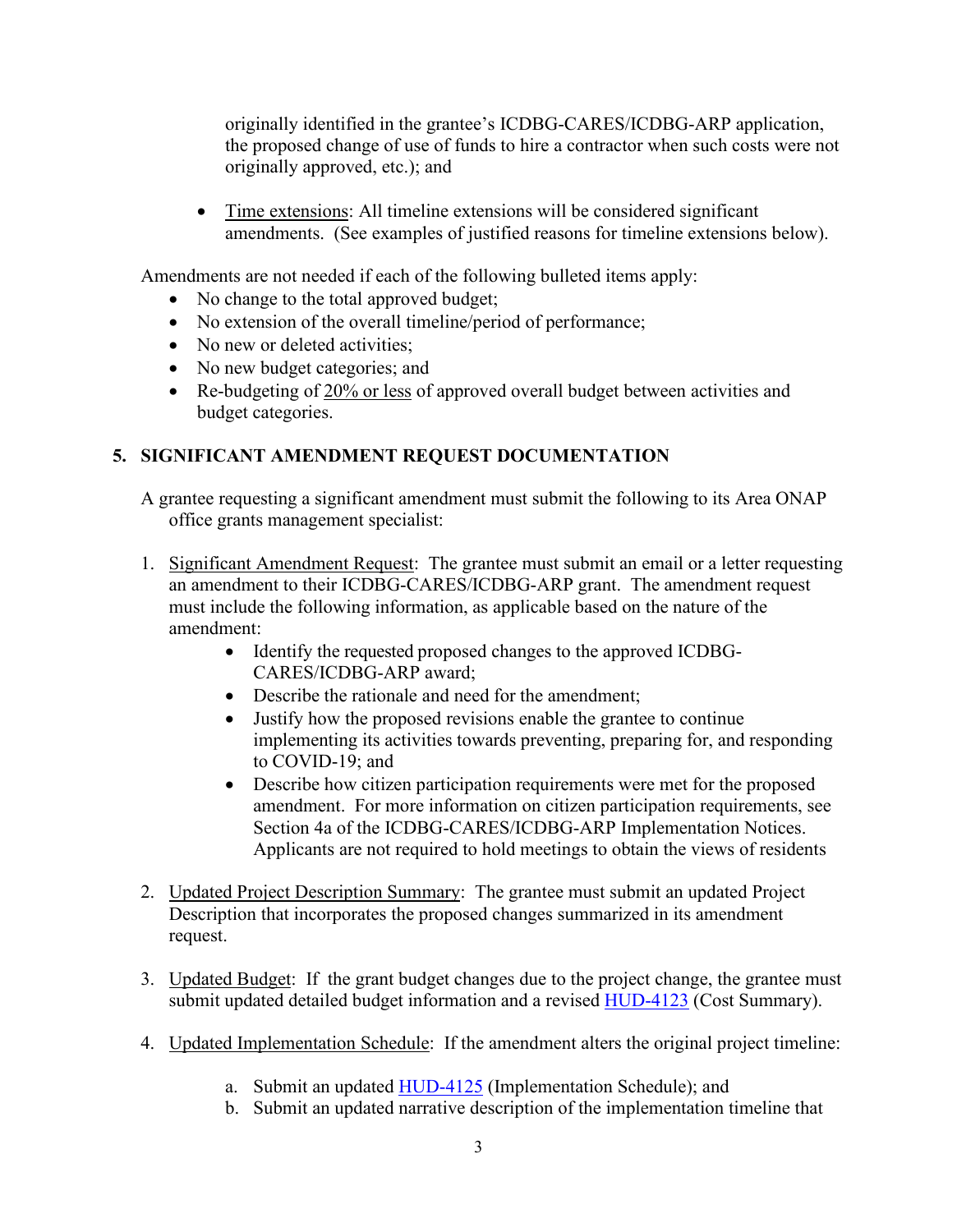originally identified in the grantee's ICDBG-CARES/ICDBG-ARP application, the proposed change of use of funds to hire a contractor when such costs were not originally approved, etc.); and

- Time extensions: All timeline extensions will be considered significant amendments. (See examples of justified reasons for timeline extensions below).

Amendments are not needed if each of the following bulleted items apply:

- No change to the total approved budget;
- No extension of the overall timeline/period of performance;
- No new or deleted activities;
- No new budget categories; and
- Re-budgeting of 20% or less of approved overall budget between activities and budget categories.

## 5. SIGNIFICANT AMENDMENT REQUEST DOCUMENTATION

A grantee requesting a significant amendment must submit the following to its Area ONAP office grants management specialist:

1. Significant Amendment Request: The grantee must submit an email or a letter requesting an amendment to their ICDBG-CARES/ICDBG-ARP grant. The amendment request must include the following information, as applicable based on the nature of the amendment:
   - Identify the requested proposed changes to the approved ICDBG-CARES/ICDBG-ARP award;
   - Describe the rationale and need for the amendment;
   - Justify how the proposed revisions enable the grantee to continue implementing its activities towards preventing, preparing for, and responding to COVID-19; and
   - Describe how citizen participation requirements were met for the proposed amendment. For more information on citizen participation requirements, see Section 4a of the ICDBG-CARES/ICDBG-ARP Implementation Notices. Applicants are not required to hold meetings to obtain the views of residents

2. Updated Project Description Summary: The grantee must submit an updated Project Description that incorporates the proposed changes summarized in its amendment request.

3. Updated Budget: If the grant budget changes due to the project change, the grantee must submit updated detailed budget information and a revised HUD-4123 (Cost Summary).

4. Updated Implementation Schedule: If the amendment alters the original project timeline:

   a. Submit an updated HUD-4125 (Implementation Schedule); and
   b. Submit an updated narrative description of the implementation timeline that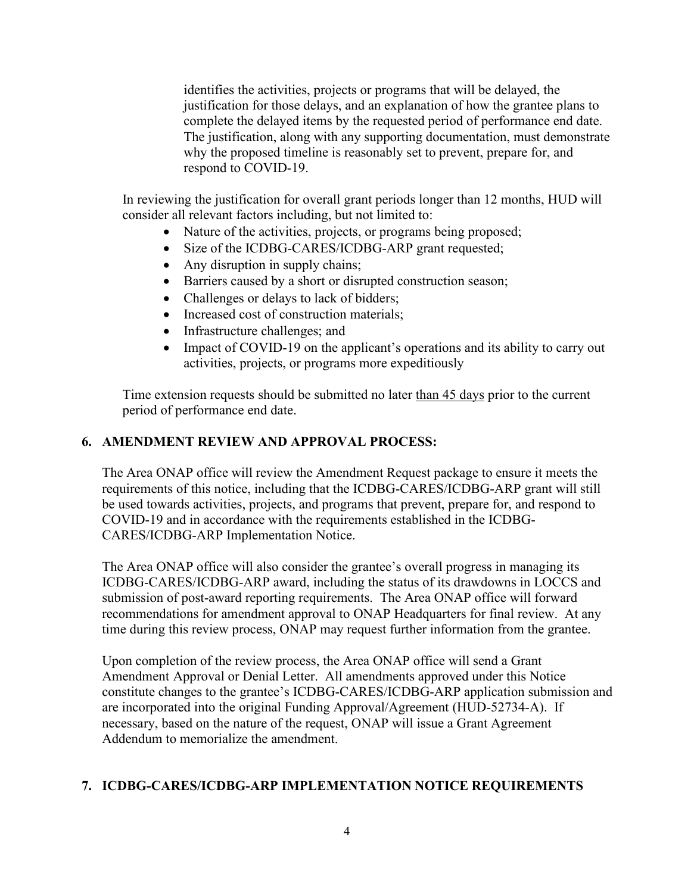identifies the activities, projects or programs that will be delayed, the justification for those delays, and an explanation of how the grantee plans to complete the delayed items by the requested period of performance end date. The justification, along with any supporting documentation, must demonstrate why the proposed timeline is reasonably set to prevent, prepare for, and respond to COVID-19.

In reviewing the justification for overall grant periods longer than 12 months, HUD will consider all relevant factors including, but not limited to:

- Nature of the activities, projects, or programs being proposed;
- Size of the ICDBG-CARES/ICDBG-ARP grant requested;
- Any disruption in supply chains;
- Barriers caused by a short or disrupted construction season;
- Challenges or delays to lack of bidders;
- Increased cost of construction materials;
- Infrastructure challenges; and
- Impact of COVID-19 on the applicant's operations and its ability to carry out activities, projects, or programs more expeditiously

Time extension requests should be submitted no later than 45 days prior to the current period of performance end date.

## 6. AMENDMENT REVIEW AND APPROVAL PROCESS:

The Area ONAP office will review the Amendment Request package to ensure it meets the requirements of this notice, including that the ICDBG-CARES/ICDBG-ARP grant will still be used towards activities, projects, and programs that prevent, prepare for, and respond to COVID-19 and in accordance with the requirements established in the ICDBG-CARES/ICDBG-ARP Implementation Notice.

The Area ONAP office will also consider the grantee's overall progress in managing its ICDBG-CARES/ICDBG-ARP award, including the status of its drawdowns in LOCCS and submission of post-award reporting requirements. The Area ONAP office will forward recommendations for amendment approval to ONAP Headquarters for final review. At any time during this review process, ONAP may request further information from the grantee.

Upon completion of the review process, the Area ONAP office will send a Grant Amendment Approval or Denial Letter. All amendments approved under this Notice constitute changes to the grantee's ICDBG-CARES/ICDBG-ARP application submission and are incorporated into the original Funding Approval/Agreement (HUD-52734-A). If necessary, based on the nature of the request, ONAP will issue a Grant Agreement Addendum to memorialize the amendment.

## 7. ICDBG-CARES/ICDBG-ARP IMPLEMENTATION NOTICE REQUIREMENTS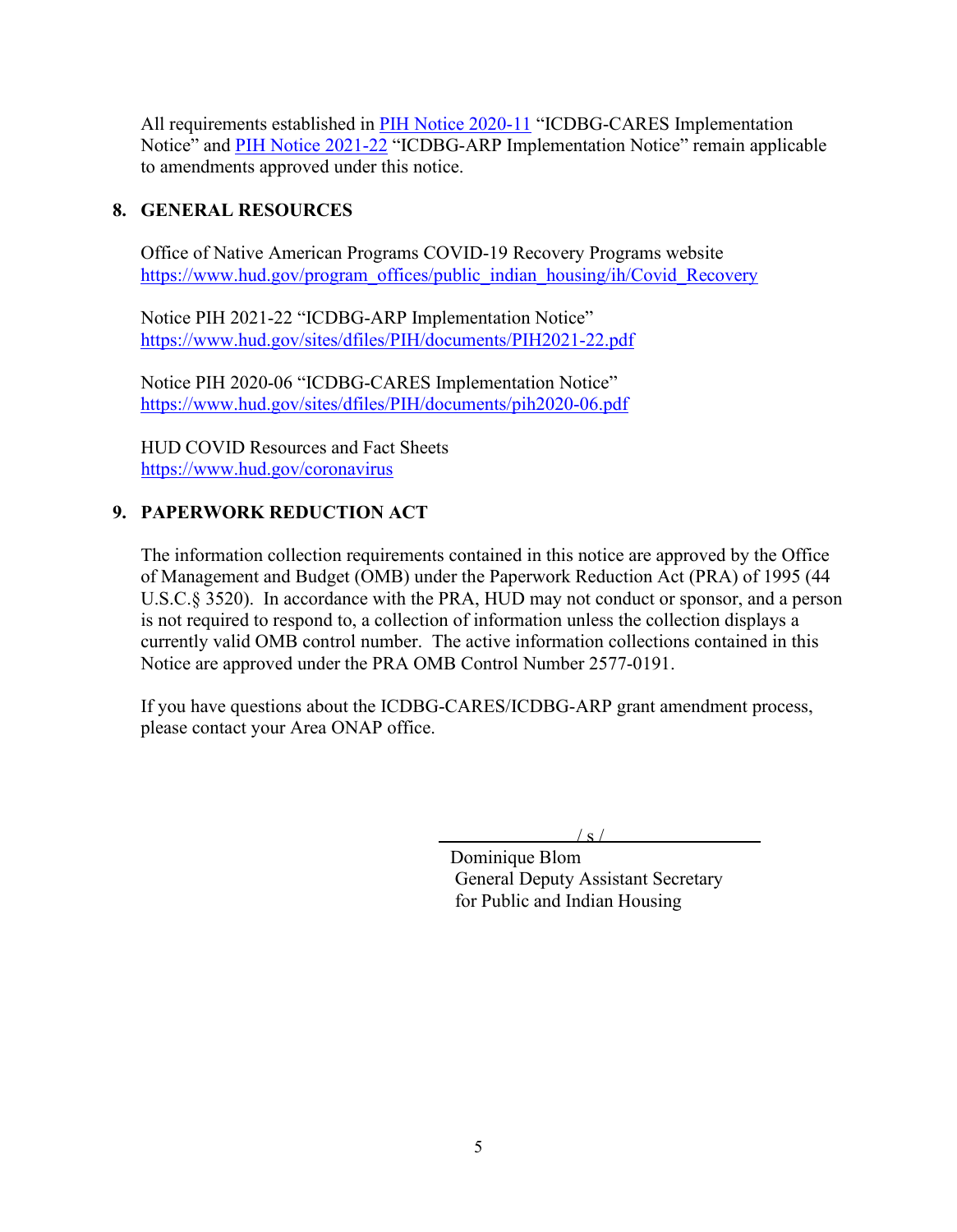All requirements established in [PIH Notice 2020-11](#) "ICDBG-CARES Implementation Notice" and [PIH Notice 2021-22](#) "ICDBG-ARP Implementation Notice" remain applicable to amendments approved under this notice.

## 8. GENERAL RESOURCES

Office of Native American Programs COVID-19 Recovery Programs website
https://www.hud.gov/program_offices/public_indian_housing/ih/Covid_Recovery

Notice PIH 2021-22 "ICDBG-ARP Implementation Notice"
https://www.hud.gov/sites/dfiles/PIH/documents/PIH2021-22.pdf

Notice PIH 2020-06 "ICDBG-CARES Implementation Notice"
https://www.hud.gov/sites/dfiles/PIH/documents/pih2020-06.pdf

HUD COVID Resources and Fact Sheets
https://www.hud.gov/coronavirus

## 9. PAPERWORK REDUCTION ACT

The information collection requirements contained in this notice are approved by the Office of Management and Budget (OMB) under the Paperwork Reduction Act (PRA) of 1995 (44 U.S.C.§ 3520). In accordance with the PRA, HUD may not conduct or sponsor, and a person is not required to respond to, a collection of information unless the collection displays a currently valid OMB control number. The active information collections contained in this Notice are approved under the PRA OMB Control Number 2577-0191.

If you have questions about the ICDBG-CARES/ICDBG-ARP grant amendment process, please contact your Area ONAP office.

/ s /

Dominique Blom
General Deputy Assistant Secretary
for Public and Indian Housing